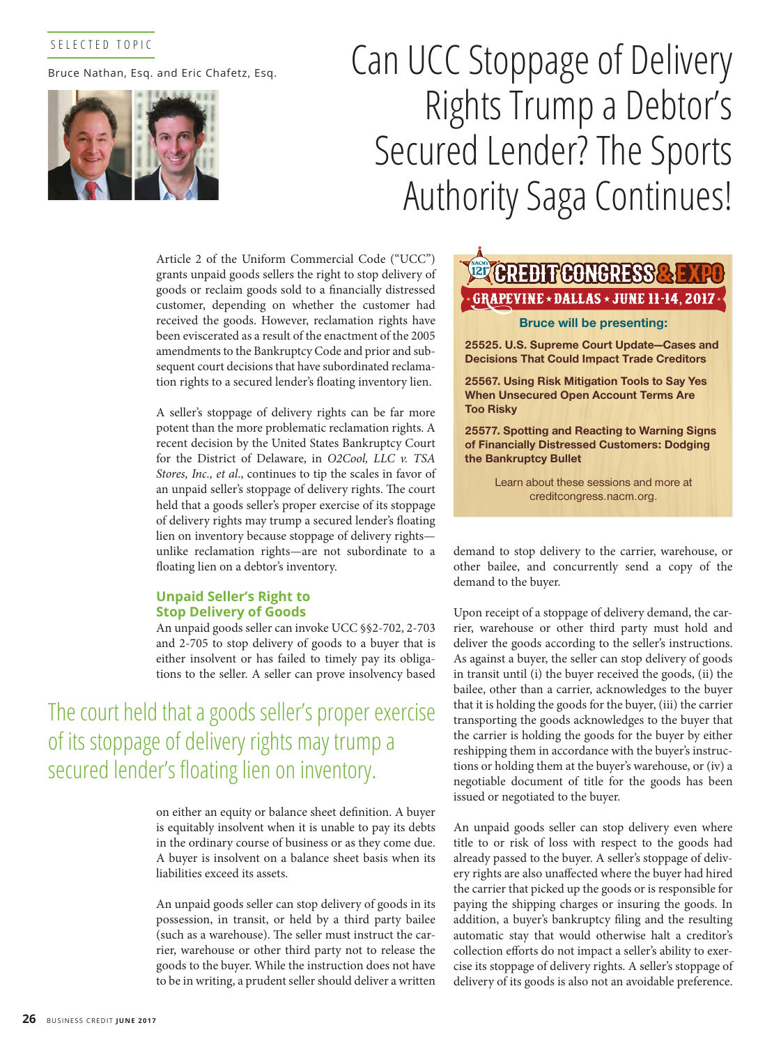SELECTED TOPIC

Bruce Nathan, Esq. and Eric Chafetz, Esq.

# Can UCC Stoppage of Delivery Rights Trump a Debtor's Secured Lender? The Sports Authority Saga Continues!

Article 2 of the Uniform Commercial Code ("UCC") grants unpaid goods sellers the right to stop delivery of goods or reclaim goods sold to a financially distressed customer, depending on whether the customer had received the goods. However, reclamation rights have been eviscerated as a result of the enactment of the 2005 amendments to the Bankruptcy Code and prior and subsequent court decisions that have subordinated reclamation rights to a secured lender's floating inventory lien.

A seller's stoppage of delivery rights can be far more potent than the more problematic reclamation rights. A recent decision by the United States Bankruptcy Court for the District of Delaware, in *O2Cool, LLC v. TSA Stores, Inc., et al.*, continues to tip the scales in favor of an unpaid seller's stoppage of delivery rights. The court held that a goods seller's proper exercise of its stoppage of delivery rights may trump a secured lender's floating lien on inventory because stoppage of delivery rights—unlike reclamation rights—are not subordinate to a floating lien on a debtor's inventory.

## Unpaid Seller's Right to Stop Delivery of Goods

An unpaid goods seller can invoke UCC §§2-702, 2-703 and 2-705 to stop delivery of goods to a buyer that is either insolvent or has failed to timely pay its obligations to the seller. A seller can prove insolvency based on either an equity or balance sheet definition. A buyer is equitably insolvent when it is unable to pay its debts in the ordinary course of business or as they come due. A buyer is insolvent on a balance sheet basis when its liabilities exceed its assets.

> The court held that a goods seller's proper exercise of its stoppage of delivery rights may trump a secured lender's floating lien on inventory.

An unpaid goods seller can stop delivery of goods in its possession, in transit, or held by a third party bailee (such as a warehouse). The seller must instruct the carrier, warehouse or other third party not to release the goods to the buyer. While the instruction does not have to be in writing, a prudent seller should deliver a written demand to stop delivery to the carrier, warehouse, or other bailee, and concurrently send a copy of the demand to the buyer.

Upon receipt of a stoppage of delivery demand, the carrier, warehouse or other third party must hold and deliver the goods according to the seller's instructions. As against a buyer, the seller can stop delivery of goods in transit until (i) the buyer received the goods, (ii) the bailee, other than a carrier, acknowledges to the buyer that it is holding the goods for the buyer, (iii) the carrier transporting the goods acknowledges to the buyer that the carrier is holding the goods for the buyer by either reshipping them in accordance with the buyer's instructions or holding them at the buyer's warehouse, or (iv) a negotiable document of title for the goods has been issued or negotiated to the buyer.

An unpaid goods seller can stop delivery even where title to or risk of loss with respect to the goods had already passed to the buyer. A seller's stoppage of delivery rights are also unaffected where the buyer had hired the carrier that picked up the goods or is responsible for paying the shipping charges or insuring the goods. In addition, a buyer's bankruptcy filing and the resulting automatic stay that would otherwise halt a creditor's collection efforts do not impact a seller's ability to exercise its stoppage of delivery rights. A seller's stoppage of delivery of its goods is also not an avoidable preference.

---

**NACM's 121st CREDIT CONGRESS & EXPO**
**GRAPEVINE ★ DALLAS ★ JUNE 11-14, 2017**

**Bruce will be presenting:**

**25525. U.S. Supreme Court Update—Cases and Decisions That Could Impact Trade Creditors**

**25567. Using Risk Mitigation Tools to Say Yes When Unsecured Open Account Terms Are Too Risky**

**25577. Spotting and Reacting to Warning Signs of Financially Distressed Customers: Dodging the Bankruptcy Bullet**

Learn about these sessions and more at creditcongress.nacm.org.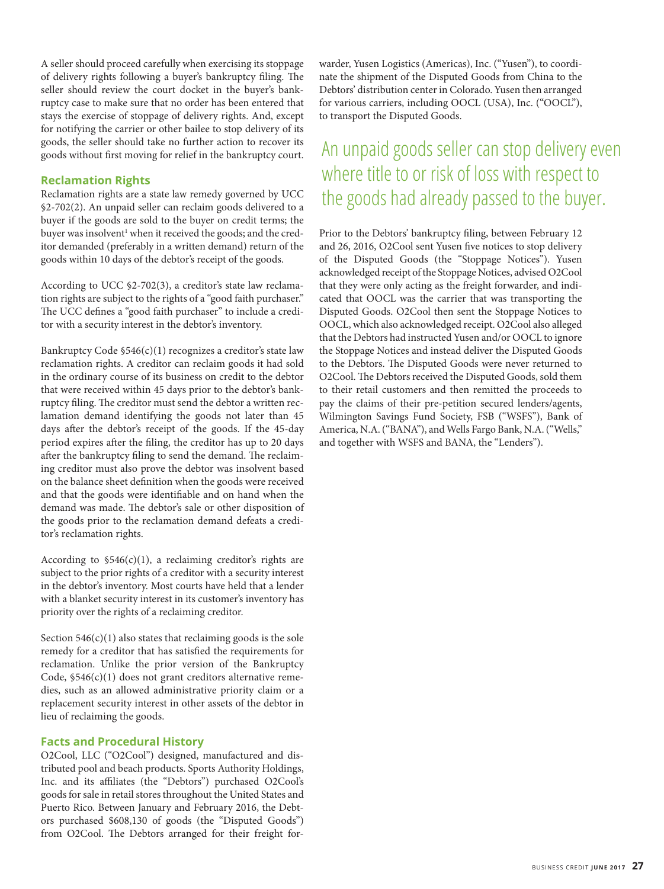A seller should proceed carefully when exercising its stoppage of delivery rights following a buyer's bankruptcy filing. The seller should review the court docket in the buyer's bankruptcy case to make sure that no order has been entered that stays the exercise of stoppage of delivery rights. And, except for notifying the carrier or other bailee to stop delivery of its goods, the seller should take no further action to recover its goods without first moving for relief in the bankruptcy court.

### Reclamation Rights

Reclamation rights are a state law remedy governed by UCC §2-702(2). An unpaid seller can reclaim goods delivered to a buyer if the goods are sold to the buyer on credit terms; the buyer was insolvent[1] when it received the goods; and the creditor demanded (preferably in a written demand) return of the goods within 10 days of the debtor's receipt of the goods.

According to UCC §2-702(3), a creditor's state law reclamation rights are subject to the rights of a "good faith purchaser." The UCC defines a "good faith purchaser" to include a creditor with a security interest in the debtor's inventory.

Bankruptcy Code §546(c)(1) recognizes a creditor's state law reclamation rights. A creditor can reclaim goods it had sold in the ordinary course of its business on credit to the debtor that were received within 45 days prior to the debtor's bankruptcy filing. The creditor must send the debtor a written reclamation demand identifying the goods not later than 45 days after the debtor's receipt of the goods. If the 45-day period expires after the filing, the creditor has up to 20 days after the bankruptcy filing to send the demand. The reclaiming creditor must also prove the debtor was insolvent based on the balance sheet definition when the goods were received and that the goods were identifiable and on hand when the demand was made. The debtor's sale or other disposition of the goods prior to the reclamation demand defeats a creditor's reclamation rights.

According to §546(c)(1), a reclaiming creditor's rights are subject to the prior rights of a creditor with a security interest in the debtor's inventory. Most courts have held that a lender with a blanket security interest in its customer's inventory has priority over the rights of a reclaiming creditor.

Section 546(c)(1) also states that reclaiming goods is the sole remedy for a creditor that has satisfied the requirements for reclamation. Unlike the prior version of the Bankruptcy Code, §546(c)(1) does not grant creditors alternative remedies, such as an allowed administrative priority claim or a replacement security interest in other assets of the debtor in lieu of reclaiming the goods.

### Facts and Procedural History

O2Cool, LLC ("O2Cool") designed, manufactured and distributed pool and beach products. Sports Authority Holdings, Inc. and its affiliates (the "Debtors") purchased O2Cool's goods for sale in retail stores throughout the United States and Puerto Rico. Between January and February 2016, the Debtors purchased $608,130 of goods (the "Disputed Goods") from O2Cool. The Debtors arranged for their freight forwarder, Yusen Logistics (Americas), Inc. ("Yusen"), to coordinate the shipment of the Disputed Goods from China to the Debtors' distribution center in Colorado. Yusen then arranged for various carriers, including OOCL (USA), Inc. ("OOCL"), to transport the Disputed Goods.

> An unpaid goods seller can stop delivery even where title to or risk of loss with respect to the goods had already passed to the buyer.

Prior to the Debtors' bankruptcy filing, between February 12 and 26, 2016, O2Cool sent Yusen five notices to stop delivery of the Disputed Goods (the "Stoppage Notices"). Yusen acknowledged receipt of the Stoppage Notices, advised O2Cool that they were only acting as the freight forwarder, and indicated that OOCL was the carrier that was transporting the Disputed Goods. O2Cool then sent the Stoppage Notices to OOCL, which also acknowledged receipt. O2Cool also alleged that the Debtors had instructed Yusen and/or OOCL to ignore the Stoppage Notices and instead deliver the Disputed Goods to the Debtors. The Disputed Goods were never returned to O2Cool. The Debtors received the Disputed Goods, sold them to their retail customers and then remitted the proceeds to pay the claims of their pre-petition secured lenders/agents, Wilmington Savings Fund Society, FSB ("WSFS"), Bank of America, N.A. ("BANA"), and Wells Fargo Bank, N.A. ("Wells," and together with WSFS and BANA, the "Lenders").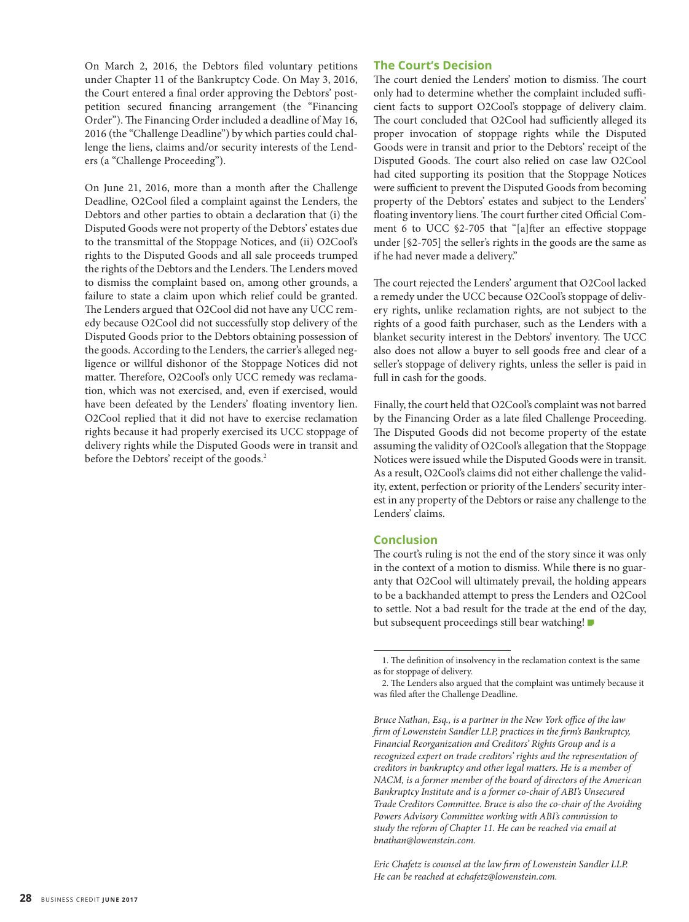On March 2, 2016, the Debtors filed voluntary petitions under Chapter 11 of the Bankruptcy Code. On May 3, 2016, the Court entered a final order approving the Debtors' post-petition secured financing arrangement (the "Financing Order"). The Financing Order included a deadline of May 16, 2016 (the "Challenge Deadline") by which parties could challenge the liens, claims and/or security interests of the Lenders (a "Challenge Proceeding").

On June 21, 2016, more than a month after the Challenge Deadline, O2Cool filed a complaint against the Lenders, the Debtors and other parties to obtain a declaration that (i) the Disputed Goods were not property of the Debtors' estates due to the transmittal of the Stoppage Notices, and (ii) O2Cool's rights to the Disputed Goods and all sale proceeds trumped the rights of the Debtors and the Lenders. The Lenders moved to dismiss the complaint based on, among other grounds, a failure to state a claim upon which relief could be granted. The Lenders argued that O2Cool did not have any UCC remedy because O2Cool did not successfully stop delivery of the Disputed Goods prior to the Debtors obtaining possession of the goods. According to the Lenders, the carrier's alleged negligence or willful dishonor of the Stoppage Notices did not matter. Therefore, O2Cool's only UCC remedy was reclamation, which was not exercised, and, even if exercised, would have been defeated by the Lenders' floating inventory lien. O2Cool replied that it did not have to exercise reclamation rights because it had properly exercised its UCC stoppage of delivery rights while the Disputed Goods were in transit and before the Debtors' receipt of the goods.[2]

## The Court's Decision

The court denied the Lenders' motion to dismiss. The court only had to determine whether the complaint included sufficient facts to support O2Cool's stoppage of delivery claim. The court concluded that O2Cool had sufficiently alleged its proper invocation of stoppage rights while the Disputed Goods were in transit and prior to the Debtors' receipt of the Disputed Goods. The court also relied on case law O2Cool had cited supporting its position that the Stoppage Notices were sufficient to prevent the Disputed Goods from becoming property of the Debtors' estates and subject to the Lenders' floating inventory liens. The court further cited Official Comment 6 to UCC §2-705 that "[a]fter an effective stoppage under [§2-705] the seller's rights in the goods are the same as if he had never made a delivery."

The court rejected the Lenders' argument that O2Cool lacked a remedy under the UCC because O2Cool's stoppage of delivery rights, unlike reclamation rights, are not subject to the rights of a good faith purchaser, such as the Lenders with a blanket security interest in the Debtors' inventory. The UCC also does not allow a buyer to sell goods free and clear of a seller's stoppage of delivery rights, unless the seller is paid in full in cash for the goods.

Finally, the court held that O2Cool's complaint was not barred by the Financing Order as a late filed Challenge Proceeding. The Disputed Goods did not become property of the estate assuming the validity of O2Cool's allegation that the Stoppage Notices were issued while the Disputed Goods were in transit. As a result, O2Cool's claims did not either challenge the validity, extent, perfection or priority of the Lenders' security interest in any property of the Debtors or raise any challenge to the Lenders' claims.

## Conclusion

The court's ruling is not the end of the story since it was only in the context of a motion to dismiss. While there is no guaranty that O2Cool will ultimately prevail, the holding appears to be a backhanded attempt to press the Lenders and O2Cool to settle. Not a bad result for the trade at the end of the day, but subsequent proceedings still bear watching!

---

1. The definition of insolvency in the reclamation context is the same as for stoppage of delivery.

2. The Lenders also argued that the complaint was untimely because it was filed after the Challenge Deadline.

*Bruce Nathan, Esq., is a partner in the New York office of the law firm of Lowenstein Sandler LLP, practices in the firm's Bankruptcy, Financial Reorganization and Creditors' Rights Group and is a recognized expert on trade creditors' rights and the representation of creditors in bankruptcy and other legal matters. He is a member of NACM, is a former member of the board of directors of the American Bankruptcy Institute and is a former co-chair of ABI's Unsecured Trade Creditors Committee. Bruce is also the co-chair of the Avoiding Powers Advisory Committee working with ABI's commission to study the reform of Chapter 11. He can be reached via email at bnathan@lowenstein.com.*

*Eric Chafetz is counsel at the law firm of Lowenstein Sandler LLP. He can be reached at echafetz@lowenstein.com.*